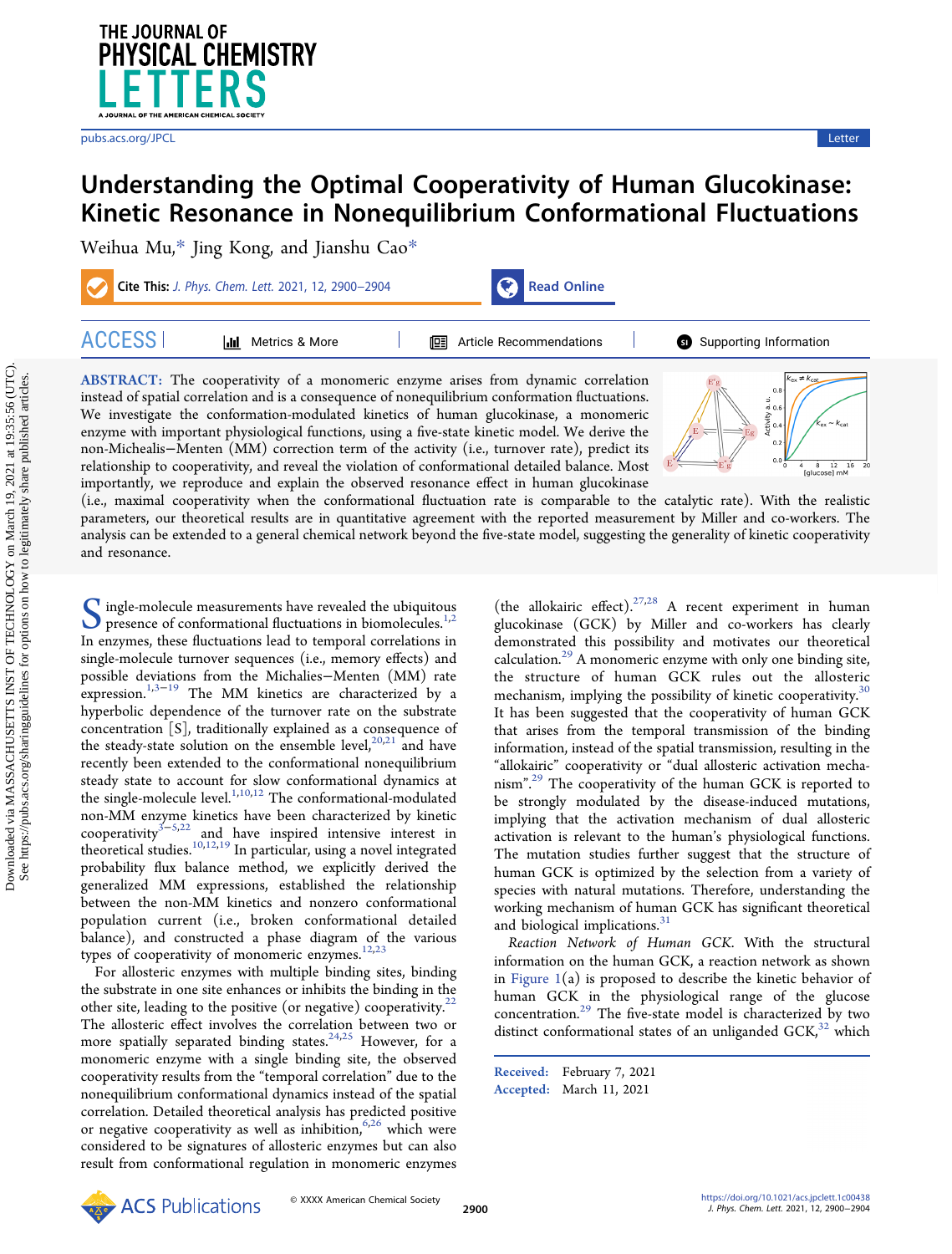# Understanding the Optimal Cooperativity of Human Glucokinase: Kinetic Resonance in Nonequilibrium Conformational Fluctuations

Weihua Mu,* Jing Kong, and Jianshu Cao*

**ABSTRACT:** The cooperativity of a monomeric enzyme arises from dynamic correlation instead of spatial correlation and is a consequence of nonequilibrium conformation fluctuations. We investigate the conformation-modulated kinetics of human glucokinase, a monomeric enzyme with important physiological functions, using a five-state kinetic model. We derive the non-Michealis–Menten (MM) correction term of the activity (i.e., turnover rate), predict its relationship to cooperativity, and reveal the violation of conformational detailed balance. Most importantly, we reproduce and explain the observed resonance effect in human glucokinase (i.e., maximal cooperativity when the conformational fluctuation rate is comparable to the catalytic rate). With the realistic parameters, our theoretical results are in quantitative agreement with the reported measurement by Miller and co-workers. The analysis can be extended to a general chemical network beyond the five-state model, suggesting the generality of kinetic cooperativity and resonance.

Single-molecule measurements have revealed the ubiquitous presence of conformational fluctuations in biomolecules.[1,2] In enzymes, these fluctuations lead to temporal correlations in single-molecule turnover sequences (i.e., memory effects) and possible deviations from the Michalies–Menten (MM) rate expression.[1,3−19] The MM kinetics are characterized by a hyperbolic dependence of the turnover rate on the substrate concentration [S], traditionally explained as a consequence of the steady-state solution on the ensemble level,[20,21] and have recently been extended to the conformational nonequilibrium steady state to account for slow conformational dynamics at the single-molecule level.[1,10,12] The conformational-modulated non-MM enzyme kinetics have been characterized by kinetic cooperativity[3−5,22] and have inspired intensive interest in theoretical studies.[10,12,19] In particular, using a novel integrated probability flux balance method, we explicitly derived the generalized MM expressions, established the relationship between the non-MM kinetics and nonzero conformational population current (i.e., broken conformational detailed balance), and constructed a phase diagram of the various types of cooperativity of monomeric enzymes.[12,23]

For allosteric enzymes with multiple binding sites, binding the substrate in one site enhances or inhibits the binding in the other site, leading to the positive (or negative) cooperativity.[22] The allosteric effect involves the correlation between two or more spatially separated binding states.[24,25] However, for a monomeric enzyme with a single binding site, the observed cooperativity results from the "temporal correlation" due to the nonequilibrium conformational dynamics instead of the spatial correlation. Detailed theoretical analysis has predicted positive or negative cooperativity as well as inhibition,[6,26] which were considered to be signatures of allosteric enzymes but can also result from conformational regulation in monomeric enzymes (the allokairic effect).[27,28] A recent experiment in human glucokinase (GCK) by Miller and co-workers has clearly demonstrated this possibility and motivates our theoretical calculation.[29] A monomeric enzyme with only one binding site, the structure of human GCK rules out the allosteric mechanism, implying the possibility of kinetic cooperativity.[30] It has been suggested that the cooperativity of human GCK that arises from the temporal transmission of the binding information, instead of the spatial transmission, resulting in the "allokairic" cooperativity or "dual allosteric activation mechanism".[29] The cooperativity of the human GCK is reported to be strongly modulated by the disease-induced mutations, implying that the activation mechanism of dual allosteric activation is relevant to the human's physiological functions. The mutation studies further suggest that the structure of human GCK is optimized by the selection from a variety of species with natural mutations. Therefore, understanding the working mechanism of human GCK has significant theoretical and biological implications.[31]

*Reaction Network of Human GCK.* With the structural information on the human GCK, a reaction network as shown in Figure 1(a) is proposed to describe the kinetic behavior of human GCK in the physiological range of the glucose concentration.[29] The five-state model is characterized by two distinct conformational states of an unliganded GCK,[32] which

Received: February 7, 2021
Accepted: March 11, 2021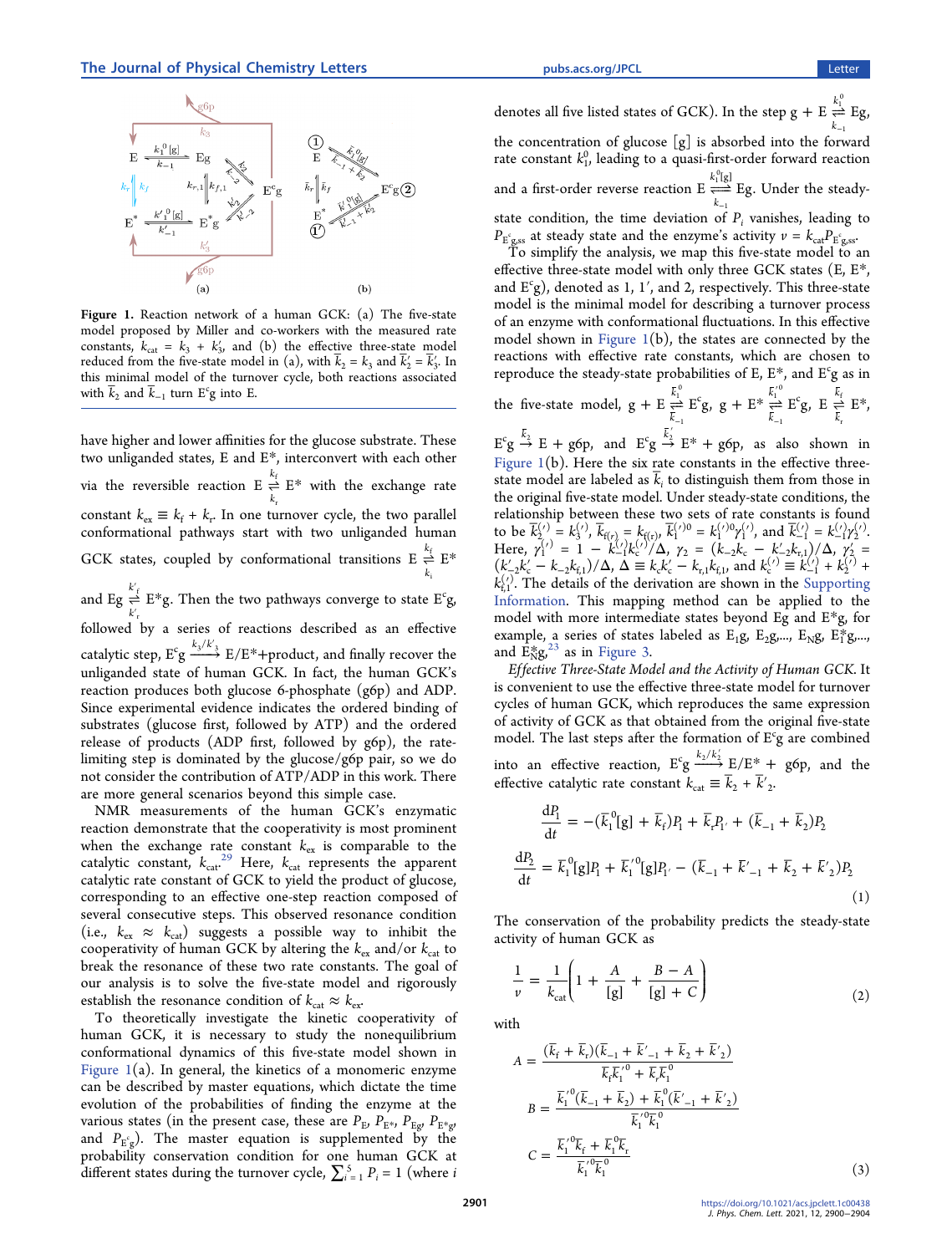**Figure 1.** Reaction network of a human GCK: (a) The five-state model proposed by Miller and co-workers with the measured rate constants, $k_{cat} = k_3 + k_3'$, and (b) the effective three-state model reduced from the five-state model in (a), with $\bar{k}_2 = k_3$ and $\bar{k}_2' = \bar{k}_3'$. In this minimal model of the turnover cycle, both reactions associated with $\bar{k}_2$ and $\bar{k}_{-1}$ turn $E^c g$ into E.

have higher and lower affinities for the glucose substrate. These two unliganded states, E and E*, interconvert with each other via the reversible reaction $E \underset{k_r}{\overset{k_f}{\rightleftharpoons}} E^*$ with the exchange rate constant $k_{ex} \equiv k_f + k_r$. In one turnover cycle, the two parallel conformational pathways start with two unliganded human GCK states, coupled by conformational transitions $E \underset{k_r}{\overset{k_f}{\rightleftharpoons}} E^*$ and $Eg \underset{k_r'}{\overset{k_f'}{\rightleftharpoons}} E^*g$. Then the two pathways converge to state $E^c g$, followed by a series of reactions described as an effective catalytic step, $E^c g \xrightarrow{k_3/k_3'} E/E^*$+product, and finally recover the unliganded state of human GCK. In fact, the human GCK's reaction produces both glucose 6-phosphate (g6p) and ADP. Since experimental evidence indicates the ordered binding of substrates (glucose first, followed by ATP) and the ordered release of products (ADP first, followed by g6p), the rate-limiting step is dominated by the glucose/g6p pair, so we do not consider the contribution of ATP/ADP in this work. There are more general scenarios beyond this simple case.

NMR measurements of the human GCK's enzymatic reaction demonstrate that the cooperativity is most prominent when the exchange rate constant $k_{ex}$ is comparable to the catalytic constant, $k_{cat}$.[29] Here, $k_{cat}$ represents the apparent catalytic rate constant of GCK to yield the product of glucose, corresponding to an effective one-step reaction composed of several consecutive steps. This observed resonance condition (i.e., $k_{ex} \approx k_{cat}$) suggests a possible way to inhibit the cooperativity of human GCK by altering the $k_{ex}$ and/or $k_{cat}$ to break the resonance of these two rate constants. The goal of our analysis is to solve the five-state model and rigorously establish the resonance condition of $k_{cat} \approx k_{ex}$.

To theoretically investigate the kinetic cooperativity of human GCK, it is necessary to study the nonequilibrium conformational dynamics of this five-state model shown in Figure 1(a). In general, the kinetics of a monomeric enzyme can be described by master equations, which dictate the time evolution of the probabilities of finding the enzyme at the various states (in the present case, these are $P_E$, $P_{E^*}$, $P_{Eg}$, $P_{E^*g}$, and $P_{E^c g}$). The master equation is supplemented by the probability conservation condition for one human GCK at different states during the turnover cycle, $\sum_{i=1}^{5} P_i = 1$ (where $i$ denotes all five listed states of GCK). In the step $g + E \underset{k_{-1}}{\overset{k_1^0}{\rightleftharpoons}} Eg$, the concentration of glucose [g] is absorbed into the forward rate constant $k_1^0$, leading to a quasi-first-order forward reaction and a first-order reverse reaction $E \underset{k_{-1}}{\overset{k_1^0[g]}{\rightleftharpoons}} Eg$. Under the steady-state condition, the time deviation of $P_i$ vanishes, leading to $P_{E^c g,ss}$ at steady state and the enzyme's activity $v = k_{cat} P_{E^c g,ss}$.

To simplify the analysis, we map this five-state model to an effective three-state model with only three GCK states (E, E*, and $E^c g$), denoted as 1, 1′, and 2, respectively. This three-state model is the minimal model for describing a turnover process of an enzyme with conformational fluctuations. In this effective model shown in Figure 1(b), the states are connected by the reactions with effective rate constants, which are chosen to reproduce the steady-state probabilities of E, E*, and $E^c g$ as in the five-state model, $g + E \underset{\bar{k}_{-1}}{\overset{\bar{k}_1^0}{\rightleftharpoons}} E^c g$, $g + E^* \underset{\bar{k}_{-1}'}{\overset{\bar{k}_1'^0}{\rightleftharpoons}} E^c g$, $E \underset{\bar{k}_r}{\overset{\bar{k}_f}{\rightleftharpoons}} E^*$, $E^c g \xrightarrow{\bar{k}_2} E + g6p$, and $E^c g \xrightarrow{\bar{k}_2'} E^* + g6p$, as also shown in Figure 1(b). Here the six rate constants in the effective three-state model are labeled as $\bar{k}_i$ to distinguish them from those in the original five-state model. Under steady-state conditions, the relationship between these two sets of rate constants is found to be $\bar{k}_2^{(\prime)} = k_3^{(\prime)}$, $\bar{k}_{f(r)} = k_{f(r)}$, $\bar{k}_1^{(\prime)0} = k_1^{(\prime)0}\gamma_1^{(\prime)}$, and $\bar{k}_{-1}^{(\prime)} = k_{-1}^{(\prime)}\gamma_2^{(\prime)}$. Here, $\gamma_1^{(\prime)} = 1 - k_{-1}^{(\prime)}k_c^{(\prime)}/\Delta$, $\gamma_2 = (k_{-2}k_c - k_{-2}'k_{r,1})/\Delta$, $\gamma_2' = (k_{-2}'k_c' - k_{-2}k_{f,1})/\Delta$, $\Delta \equiv k_c k_c' - k_{r,1}k_{f,1}$, and $k_c^{(\prime)} \equiv k_{-1}^{(\prime)} + k_2^{(\prime)} + k_{f,1}^{(\prime)}$. The details of the derivation are shown in the Supporting Information. This mapping method can be applied to the model with more intermediate states beyond Eg and E*g, for example, a series of states labeled as $E_1 g$, $E_2 g$,..., $E_N g$, $E_1^* g$,..., and $E_{N}^* g$,[23] as in Figure 3.

*Effective Three-State Model and the Activity of Human GCK.* It is convenient to use the effective three-state model for turnover cycles of human GCK, which reproduces the same expression of activity of GCK as that obtained from the original five-state model. The last steps after the formation of $E^c g$ are combined into an effective reaction, $E^c g \xrightarrow{k_2/k_2'} E/E^* + g6p$, and the effective catalytic rate constant $k_{cat} \equiv \bar{k}_2 + \bar{k}_2'$.

$$
\begin{aligned}
\frac{dP_1}{dt} &= -(\bar{k}_1^0[g] + \bar{k}_f)P_1 + \bar{k}_r P_{1'} + (\bar{k}_{-1} + \bar{k}_2)P_2 \\
\frac{dP_2}{dt} &= \bar{k}_1^0[g]P_1 + \bar{k}_1'^0[g]P_{1'} - (\bar{k}_{-1} + \bar{k}'_{-1} + \bar{k}_2 + \bar{k}'_2)P_2
\end{aligned} \tag{1}
$$

The conservation of the probability predicts the steady-state activity of human GCK as

$$
\frac{1}{v} = \frac{1}{k_{cat}}\left(1 + \frac{A}{[g]} + \frac{B - A}{[g] + C}\right) \tag{2}
$$

with

$$
\begin{aligned}
A &= \frac{(\bar{k}_f + \bar{k}_r)(\bar{k}_{-1} + \bar{k}'_{-1} + \bar{k}_2 + \bar{k}'_2)}{\bar{k}_f \bar{k}_1'^0 + \bar{k}_r \bar{k}_1^0} \\
B &= \frac{\bar{k}_1'^0(\bar{k}_{-1} + \bar{k}_2) + \bar{k}_1^0(\bar{k}'_{-1} + \bar{k}'_2)}{\bar{k}_1'^0 \bar{k}_1^0} \\
C &= \frac{\bar{k}_1'^0 \bar{k}_f + \bar{k}_1^0 \bar{k}_r}{\bar{k}_1'^0 \bar{k}_1^0}
\end{aligned} \tag{3}
$$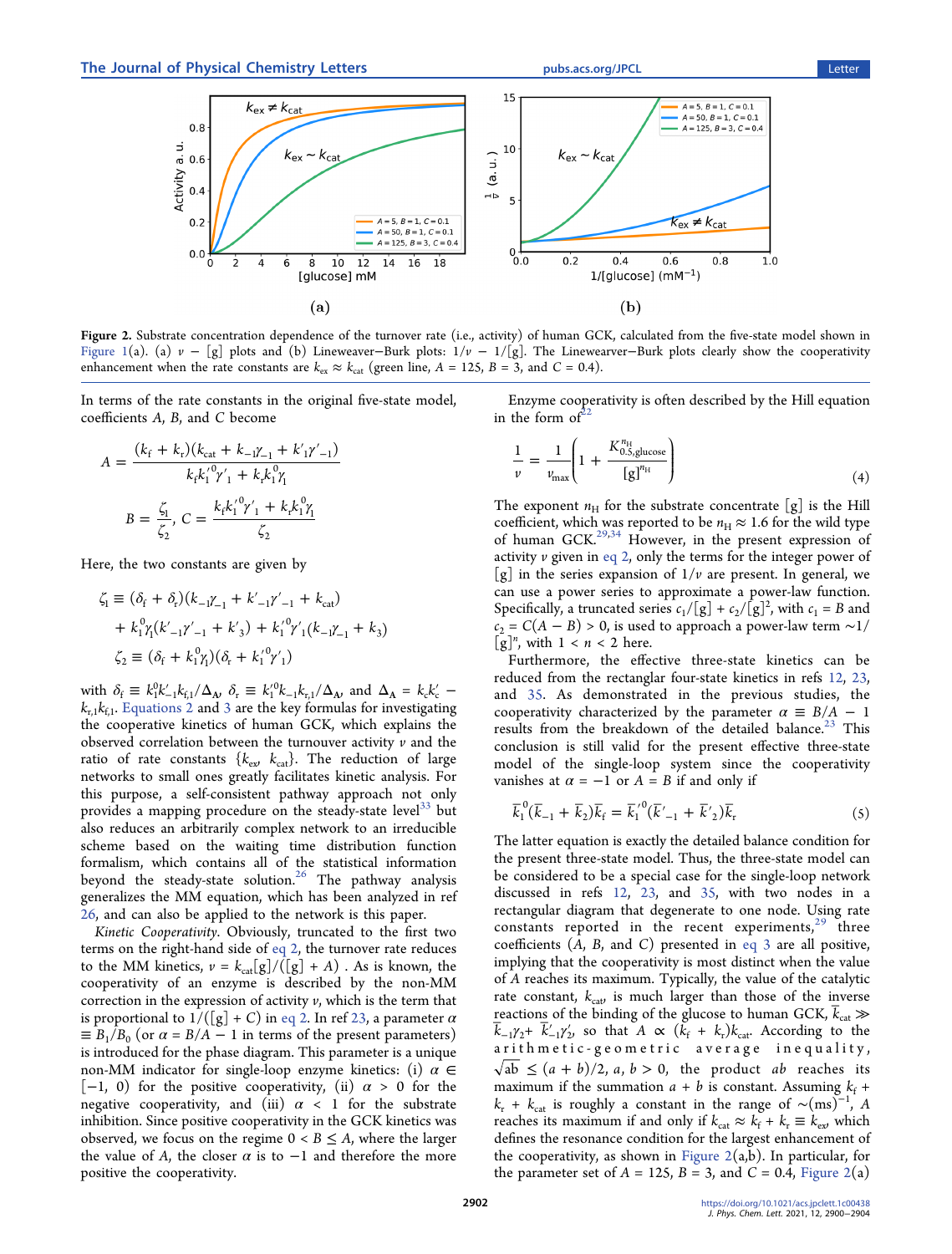Figure 2. Substrate concentration dependence of the turnover rate (i.e., activity) of human GCK, calculated from the five-state model shown in Figure 1(a). (a) $v - [g]$ plots and (b) Lineweaver–Burk plots: $1/v - 1/[g]$. The Linewearver–Burk plots clearly show the cooperativity enhancement when the rate constants are $k_{ex} \approx k_{cat}$ (green line, $A = 125$, $B = 3$, and $C = 0.4$).

In terms of the rate constants in the original five-state model, coefficients $A$, $B$, and $C$ become

$$A = \frac{(k_f + k_r)(k_{cat} + k_{-1}\gamma_{-1} + k'_1\gamma'_{-1})}{k_f k'^0_1 \gamma'_1 + k_r k^0_1 \gamma_1}$$

$$B = \frac{\zeta_1}{\zeta_2},\ C = \frac{k_f k'^0_1 \gamma'_1 + k_r k^0_1 \gamma_1}{\zeta_2}$$

Here, the two constants are given by

$$\zeta_1 \equiv (\delta_f + \delta_r)(k_{-1}\gamma_{-1} + k'_{-1}\gamma'_{-1} + k_{cat}) + k^0_1\gamma_1(k'_{-1}\gamma'_{-1} + k'_3) + k'^0_1\gamma'_1(k_{-1}\gamma_{-1} + k_3)$$

$$\zeta_2 \equiv (\delta_f + k^0_1\gamma_1)(\delta_r + k'^0_1\gamma'_1)$$

with $\delta_f \equiv k^0_1 k'_{-1} k_{f,1}/\Delta_A$, $\delta_r \equiv k'^0_1 k_{-1} k_{r,1}/\Delta_A$, and $\Delta_A = k_c k'_c - k_{r,1} k_{f,1}$. Equations 2 and 3 are the key formulas for investigating the cooperative kinetics of human GCK, which explains the observed correlation between the turnover activity $v$ and the ratio of rate constants $\{k_{ex}, k_{cat}\}$. The reduction of large networks to small ones greatly facilitates kinetic analysis. For this purpose, a self-consistent pathway approach not only provides a mapping procedure on the steady-state level[33] but also reduces an arbitrarily complex network to an irreducible scheme based on the waiting time distribution function formalism, which contains all of the statistical information beyond the steady-state solution.[26] The pathway analysis generalizes the MM equation, which has been analyzed in ref 26, and can also be applied to the network is this paper.

*Kinetic Cooperativity.* Obviously, truncated to the first two terms on the right-hand side of eq 2, the turnover rate reduces to the MM kinetics, $v = k_{cat}[g]/([g] + A)$ . As is known, the cooperativity of an enzyme is described by the non-MM correction in the expression of activity $v$, which is the term that is proportional to $1/([g] + C)$ in eq 2. In ref 23, a parameter $\alpha \equiv B_1/B_0$ (or $\alpha = B/A - 1$ in terms of the present parameters) is introduced for the phase diagram. This parameter is a unique non-MM indicator for single-loop enzyme kinetics: (i) $\alpha \in [-1, 0)$ for the positive cooperativity, (ii) $\alpha > 0$ for the negative cooperativity, and (iii) $\alpha < 1$ for the substrate inhibition. Since positive cooperativity in the GCK kinetics was observed, we focus on the regime $0 < B \leq A$, where the larger the value of $A$, the closer $\alpha$ is to $-1$ and therefore the more positive the cooperativity.

Enzyme cooperativity is often described by the Hill equation in the form of[22]

$$\frac{1}{v} = \frac{1}{v_{max}}\left(1 + \frac{K^{n_H}_{0.5,\text{glucose}}}{[g]^{n_H}}\right) \tag{4}$$

The exponent $n_H$ for the substrate concentrate $[g]$ is the Hill coefficient, which was reported to be $n_H \approx 1.6$ for the wild type of human GCK.[29,34] However, in the present expression of activity $v$ given in eq 2, only the terms for the integer power of $[g]$ in the series expansion of $1/v$ are present. In general, we can use a power series to approximate a power-law function. Specifically, a truncated series $c_1/[g] + c_2/[g]^2$, with $c_1 = B$ and $c_2 = C(A - B) > 0$, is used to approach a power-law term $\sim 1/[g]^n$, with $1 < n < 2$ here.

Furthermore, the effective three-state kinetics can be reduced from the rectanglar four-state kinetics in refs 12, 23, and 35. As demonstrated in the previous studies, the cooperativity characterized by the parameter $\alpha \equiv B/A - 1$ results from the breakdown of the detailed balance.[23] This conclusion is still valid for the present effective three-state model of the single-loop system since the cooperativity vanishes at $\alpha = -1$ or $A = B$ if and only if

$$\bar{k}^0_1(\bar{k}_{-1} + \bar{k}_2)\bar{k}_f = \bar{k}'^0_1(\bar{k}'_{-1} + \bar{k}'_2)\bar{k}_r \tag{5}$$

The latter equation is exactly the detailed balance condition for the present three-state model. Thus, the three-state model can be considered to be a special case for the single-loop network discussed in refs 12, 23, and 35, with two nodes in a rectangular diagram that degenerate to one node. Using rate constants reported in the recent experiments,[29] three coefficients ($A$, $B$, and $C$) presented in eq 3 are all positive, implying that the cooperativity is most distinct when the value of $A$ reaches its maximum. Typically, the value of the catalytic rate constant, $k_{cat}$, is much larger than those of the inverse reactions of the binding of the glucose to human GCK, $\bar{k}_{cat} \gg \bar{k}_{-1}\gamma_2 + \bar{k}'_{-1}\gamma'_2$, so that $A \propto (k_f + k_r)k_{cat}$. According to the arithmetic-geometric average inequality, $\sqrt{ab} \leq (a + b)/2$, $a, b > 0$, the product $ab$ reaches its maximum if the summation $a + b$ is constant. Assuming $k_f + k_r + k_{cat}$ is roughly a constant in the range of $\sim(\text{ms})^{-1}$, $A$ reaches its maximum if and only if $k_{cat} \approx k_f + k_r \equiv k_{ex}$, which defines the resonance condition for the largest enhancement of the cooperativity, as shown in Figure 2(a,b). In particular, for the parameter set of $A = 125$, $B = 3$, and $C = 0.4$, Figure 2(a)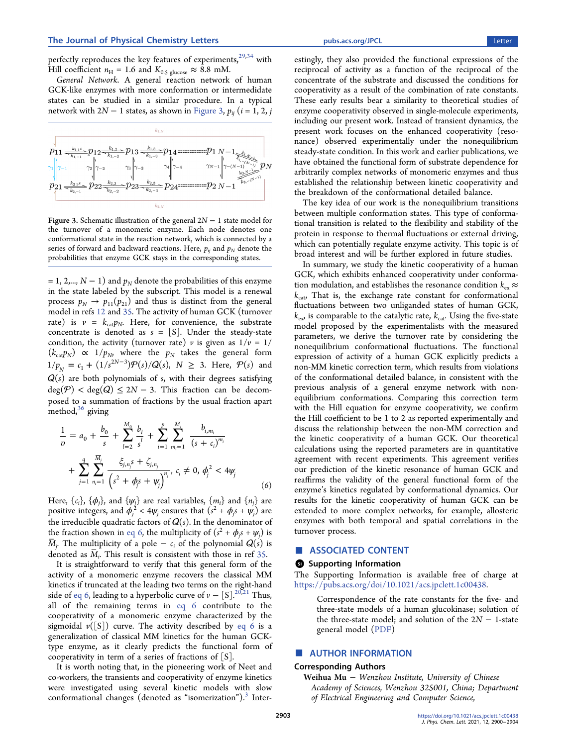perfectly reproduces the key features of experiments,[29,34] with Hill coefficient $n_H = 1.6$ and $K_{0.5\ \text{glucose}} \approx 8.8$ mM.

*General Network.* A general reaction network of human GCK-like enzymes with more conformation or intermedidate states can be studied in a similar procedure. In a typical network with $2N - 1$ states, as shown in Figure 3, $p_{ij}$ ($i = 1, 2, j = 1, 2,..., N - 1$) and $p_N$ denote the probabilities of this enzyme in the state labeled by the subscript. This model is a renewal process $p_N \to p_{11}(p_{21})$ and thus is distinct from the general model in refs 12 and 35. The activity of human GCK (turnover rate) is $v = k_{cat}p_N$. Here, for convenience, the substrate concentrate is denoted as $s = [S]$. Under the steady-state condition, the activity (turnover rate) $v$ is given as $1/v = 1/(k_{cat}p_N) \propto 1/p_N$, where the $p_N$ takes the general form $1/p_N = c_1 + (1/s^{2N-3})\mathcal{P}(s)/Q(s)$, $N \geq 3$. Here, $\mathcal{P}(s)$ and $Q(s)$ are both polynomials of $s$, with their degrees satisfying $\deg(\mathcal{P}) < \deg(Q) \leq 2N - 3$. This fraction can be decomposed to a summation of fractions by the usual fraction apart method,[36] giving

$$
\frac{1}{v} = a_0 + \frac{b_0}{s} + \sum_{l=2}^{\overline{M}_0} \frac{b_l}{s^l} + \sum_{i=1}^{p} \sum_{m_i=1}^{\overline{M}_i} \frac{b_{i,m_i}}{(s + c_i)^{m_i}} + \sum_{j=1}^{q} \sum_{n_j=1}^{\overline{M}_j} \frac{\xi_{j,n_j} s + \zeta_{j,n_j}}{\left(s^2 + \phi_j s + \psi_j\right)^{n_j}}, \; c_i \neq 0, \; \phi_j^2 < 4\psi_j \tag{6}
$$

Here, $\{c_i\}$, $\{\phi_j\}$, and $\{\psi_j\}$ are real variables, $\{m_i\}$ and $\{n_j\}$ are positive integers, and $\phi_j^2 < 4\psi_j$ ensures that $(s^2 + \phi_j s + \psi_j)$ are the irreducible quadratic factors of $Q(s)$. In the denominator of the fraction shown in eq 6, the multiplicity of $(s^2 + \phi_j s + \psi_j)$ is $\overline{M}_j$. The multiplicity of a pole $-c_i$ of the polynomial $Q(s)$ is denoted as $\overline{M}_i$. This result is consistent with those in ref 35.

It is straightforward to verify that this general form of the activity of a monomeric enzyme recovers the classical MM kinetics if truncated at the leading two terms on the right-hand side of eq 6, leading to a hyperbolic curve of $v - [S]$.[20,21] Thus, all of the remaining terms in eq 6 contribute to the cooperativity of a monomeric enzyme characterized by the sigmoidal $v([S])$ curve. The activity described by eq 6 is a generalization of classical MM kinetics for the human GCK-type enzyme, as it clearly predicts the functional form of cooperativity in term of a series of fractions of $[S]$.

It is worth noting that, in the pioneering work of Neet and co-workers, the transients and cooperativity of enzyme kinetics were investigated using several kinetic models with slow conformational changes (denoted as "isomerization").[3] Interestingly, they also provided the functional expressions of the reciprocal of activity as a function of the reciprocal of the concentrate of the substrate and discussed the conditions for cooperativity as a result of the combination of rate constants. These early results bear a similarity to theoretical studies of enzyme cooperativity observed in single-molecule experiments, including our present work. Instead of transient dynamics, the present work focuses on the enhanced cooperativity (resonance) observed experimentally under the nonequilibrium steady-state condition. In this work and earlier publications, we have obtained the functional form of substrate dependence for arbitrarily complex networks of monomeric enzymes and thus established the relationship between kinetic cooperativity and the breakdown of the conformational detailed balance.

The key idea of our work is the nonequilibrium transitions between multiple conformation states. This type of conformational transition is related to the flexibility and stability of the protein in response to thermal fluctuations or external driving, which can potentially regulate enzyme activity. This topic is of broad interest and will be further explored in future studies.

In summary, we study the kinetic cooperativity of a human GCK, which exhibits enhanced cooperativity under conformation modulation, and establishes the resonance condition $k_{ex} \approx k_{cat}$. That is, the exchange rate constant for conformational fluctuations between two unliganded states of human GCK, $k_{ex}$, is comparable to the catalytic rate, $k_{cat}$. Using the five-state model proposed by the experimentalists with the measured parameters, we derive the turnover rate by considering the nonequilibrium conformational fluctuations. The functional expression of activity of a human GCK explicitly predicts a non-MM kinetic correction term, which results from violations of the conformational detailed balance, in consistent with the previous analysis of a general enzyme network with nonequilibrium conformations. Comparing this correction term with the Hill equation for enzyme cooperativity, we confirm the Hill coefficient to be 1 to 2 as reported experimentally and discuss the relationship between the non-MM correction and the kinetic cooperativity of a human GCK. Our theoretical calculations using the reported parameters are in quantitative agreement with recent experiments. This agreement verifies our prediction of the kinetic resonance of human GCK and reaffirms the validity of the general functional form of the enzyme's kinetics regulated by conformational dynamics. Our results for the kinetic cooperativity of human GCK can be extended to more complex networks, for example, allosteric enzymes with both temporal and spatial correlations in the turnover process.

Figure 3. Schematic illustration of the general $2N - 1$ state model for the turnover of a monomeric enzyme. Each node denotes one conformational state in the reaction network, which is connected by a series of forward and backward reactions. Here, $p_{ij}$ and $p_N$ denote the probabilities that enzyme GCK stays in the corresponding states.

## ■ ASSOCIATED CONTENT

### Supporting Information

The Supporting Information is available free of charge at https://pubs.acs.org/doi/10.1021/acs.jpclett.1c00438.

> Correspondence of the rate constants for the five- and three-state models of a human glucokinase; solution of the three-state model; and solution of the $2N - 1$-state general model (PDF)

## ■ AUTHOR INFORMATION

### Corresponding Authors

**Weihua Mu** − *Wenzhou Institute, University of Chinese Academy of Sciences, Wenzhou 325001, China; Department of Electrical Engineering and Computer Science,*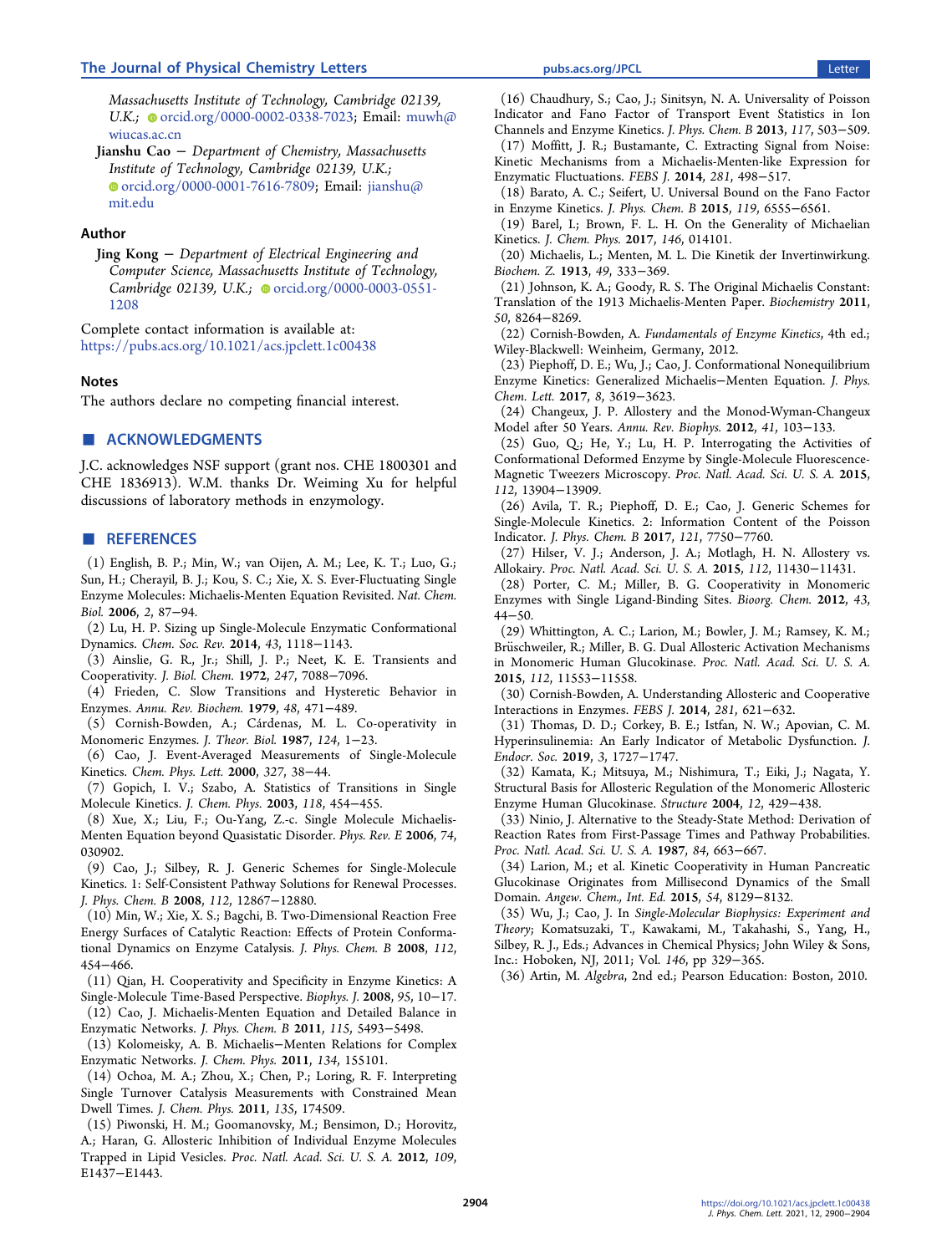Massachusetts Institute of Technology, Cambridge 02139, U.K.; orcid.org/0000-0002-0338-7023; Email: muwh@wiucas.ac.cn

**Jianshu Cao** − *Department of Chemistry, Massachusetts Institute of Technology, Cambridge 02139, U.K.;* orcid.org/0000-0001-7616-7809; Email: jianshu@mit.edu

### Author

**Jing Kong** − *Department of Electrical Engineering and Computer Science, Massachusetts Institute of Technology, Cambridge 02139, U.K.;* orcid.org/0000-0003-0551-1208

Complete contact information is available at:
https://pubs.acs.org/10.1021/acs.jpclett.1c00438

### Notes

The authors declare no competing financial interest.

## ■ ACKNOWLEDGMENTS

J.C. acknowledges NSF support (grant nos. CHE 1800301 and CHE 1836913). W.M. thanks Dr. Weiming Xu for helpful discussions of laboratory methods in enzymology.

## ■ REFERENCES

(1) English, B. P.; Min, W.; van Oijen, A. M.; Lee, K. T.; Luo, G.; Sun, H.; Cherayil, B. J.; Kou, S. C.; Xie, X. S. Ever-Fluctuating Single Enzyme Molecules: Michaelis-Menten Equation Revisited. *Nat. Chem. Biol.* **2006**, *2*, 87−94.

(2) Lu, H. P. Sizing up Single-Molecule Enzymatic Conformational Dynamics. *Chem. Soc. Rev.* **2014**, *43*, 1118−1143.

(3) Ainslie, G. R., Jr.; Shill, J. P.; Neet, K. E. Transients and Cooperativity. *J. Biol. Chem.* **1972**, *247*, 7088−7096.

(4) Frieden, C. Slow Transitions and Hysteretic Behavior in Enzymes. *Annu. Rev. Biochem.* **1979**, *48*, 471−489.

(5) Cornish-Bowden, A.; Cárdenas, M. L. Co-operativity in Monomeric Enzymes. *J. Theor. Biol.* **1987**, *124*, 1−23.

(6) Cao, J. Event-Averaged Measurements of Single-Molecule Kinetics. *Chem. Phys. Lett.* **2000**, *327*, 38−44.

(7) Gopich, I. V.; Szabo, A. Statistics of Transitions in Single Molecule Kinetics. *J. Chem. Phys.* **2003**, *118*, 454−455.

(8) Xue, X.; Liu, F.; Ou-Yang, Z.-c. Single Molecule Michaelis-Menten Equation beyond Quasistatic Disorder. *Phys. Rev. E* **2006**, *74*, 030902.

(9) Cao, J.; Silbey, R. J. Generic Schemes for Single-Molecule Kinetics. 1: Self-Consistent Pathway Solutions for Renewal Processes. *J. Phys. Chem. B* **2008**, *112*, 12867−12880.

(10) Min, W.; Xie, X. S.; Bagchi, B. Two-Dimensional Reaction Free Energy Surfaces of Catalytic Reaction: Effects of Protein Conformational Dynamics on Enzyme Catalysis. *J. Phys. Chem. B* **2008**, *112*, 454−466.

(11) Qian, H. Cooperativity and Specificity in Enzyme Kinetics: A Single-Molecule Time-Based Perspective. *Biophys. J.* **2008**, *95*, 10−17.

(12) Cao, J. Michaelis-Menten Equation and Detailed Balance in Enzymatic Networks. *J. Phys. Chem. B* **2011**, *115*, 5493−5498.

(13) Kolomeisky, A. B. Michaelis−Menten Relations for Complex Enzymatic Networks. *J. Chem. Phys.* **2011**, *134*, 155101.

(14) Ochoa, M. A.; Zhou, X.; Chen, P.; Loring, R. F. Interpreting Single Turnover Catalysis Measurements with Constrained Mean Dwell Times. *J. Chem. Phys.* **2011**, *135*, 174509.

(15) Piwonski, H. M.; Goomanovsky, M.; Bensimon, D.; Horovitz, A.; Haran, G. Allosteric Inhibition of Individual Enzyme Molecules Trapped in Lipid Vesicles. *Proc. Natl. Acad. Sci. U. S. A.* **2012**, *109*, E1437−E1443.

(16) Chaudhury, S.; Cao, J.; Sinitsyn, N. A. Universality of Poisson Indicator and Fano Factor of Transport Event Statistics in Ion Channels and Enzyme Kinetics. *J. Phys. Chem. B* **2013**, *117*, 503−509.

(17) Moffitt, J. R.; Bustamante, C. Extracting Signal from Noise: Kinetic Mechanisms from a Michaelis-Menten-like Expression for Enzymatic Fluctuations. *FEBS J.* **2014**, *281*, 498−517.

(18) Barato, A. C.; Seifert, U. Universal Bound on the Fano Factor in Enzyme Kinetics. *J. Phys. Chem. B* **2015**, *119*, 6555−6561.

(19) Barel, I.; Brown, F. L. H. On the Generality of Michaelian Kinetics. *J. Chem. Phys.* **2017**, *146*, 014101.

(20) Michaelis, L.; Menten, M. L. Die Kinetik der Invertinwirkung. *Biochem. Z.* **1913**, *49*, 333−369.

(21) Johnson, K. A.; Goody, R. S. The Original Michaelis Constant: Translation of the 1913 Michaelis-Menten Paper. *Biochemistry* **2011**, *50*, 8264−8269.

(22) Cornish-Bowden, A. *Fundamentals of Enzyme Kinetics*, 4th ed.; Wiley-Blackwell: Weinheim, Germany, 2012.

(23) Piephoff, D. E.; Wu, J.; Cao, J. Conformational Nonequilibrium Enzyme Kinetics: Generalized Michaelis−Menten Equation. *J. Phys. Chem. Lett.* **2017**, *8*, 3619−3623.

(24) Changeux, J. P. Allostery and the Monod-Wyman-Changeux Model after 50 Years. *Annu. Rev. Biophys.* **2012**, *41*, 103−133.

(25) Guo, Q.; He, Y.; Lu, H. P. Interrogating the Activities of Conformational Deformed Enzyme by Single-Molecule Fluorescence-Magnetic Tweezers Microscopy. *Proc. Natl. Acad. Sci. U. S. A.* **2015**, *112*, 13904−13909.

(26) Avila, T. R.; Piephoff, D. E.; Cao, J. Generic Schemes for Single-Molecule Kinetics. 2: Information Content of the Poisson Indicator. *J. Phys. Chem. B* **2017**, *121*, 7750−7760.

(27) Hilser, V. J.; Anderson, J. A.; Motlagh, H. N. Allostery vs. Allokairy. *Proc. Natl. Acad. Sci. U. S. A.* **2015**, *112*, 11430−11431.

(28) Porter, C. M.; Miller, B. G. Cooperativity in Monomeric Enzymes with Single Ligand-Binding Sites. *Bioorg. Chem.* **2012**, *43*, 44−50.

(29) Whittington, A. C.; Larion, M.; Bowler, J. M.; Ramsey, K. M.; Brüschweiler, R.; Miller, B. G. Dual Allosteric Activation Mechanisms in Monomeric Human Glucokinase. *Proc. Natl. Acad. Sci. U. S. A.* **2015**, *112*, 11553−11558.

(30) Cornish-Bowden, A. Understanding Allosteric and Cooperative Interactions in Enzymes. *FEBS J.* **2014**, *281*, 621−632.

(31) Thomas, D. D.; Corkey, B. E.; Istfan, N. W.; Apovian, C. M. Hyperinsulinemia: An Early Indicator of Metabolic Dysfunction. *J. Endocr. Soc.* **2019**, *3*, 1727−1747.

(32) Kamata, K.; Mitsuya, M.; Nishimura, T.; Eiki, J.; Nagata, Y. Structural Basis for Allosteric Regulation of the Monomeric Allosteric Enzyme Human Glucokinase. *Structure* **2004**, *12*, 429−438.

(33) Ninio, J. Alternative to the Steady-State Method: Derivation of Reaction Rates from First-Passage Times and Pathway Probabilities. *Proc. Natl. Acad. Sci. U. S. A.* **1987**, *84*, 663−667.

(34) Larion, M.; et al. Kinetic Cooperativity in Human Pancreatic Glucokinase Originates from Millisecond Dynamics of the Small Domain. *Angew. Chem., Int. Ed.* **2015**, *54*, 8129−8132.

(35) Wu, J.; Cao, J. In *Single-Molecular Biophysics: Experiment and Theory*; Komatsuzaki, T., Kawakami, M., Takahashi, S., Yang, H., Silbey, R. J., Eds.; Advances in Chemical Physics; John Wiley & Sons, Inc.: Hoboken, NJ, 2011; Vol. *146*, pp 329−365.

(36) Artin, M. *Algebra*, 2nd ed.; Pearson Education: Boston, 2010.